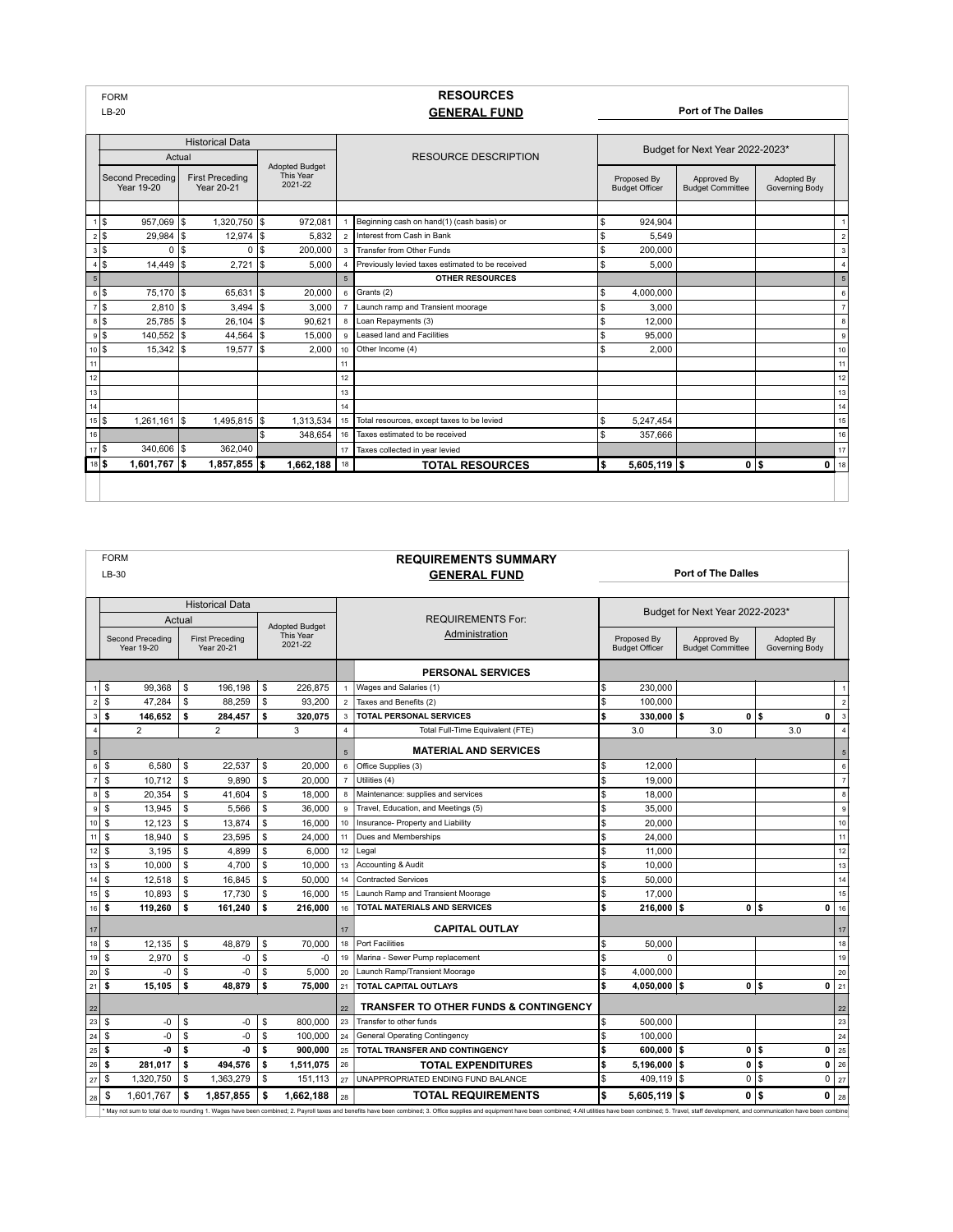FORM
LB-20

# RESOURCES
## GENERAL FUND

**Port of The Dalles**

| | Historical Data | | | | | Budget for Next Year 2022-2023* | | | |
|---|---|---|---|---|---|---|---|---|---|
| | Actual | | Adopted Budget This Year 2021-22 | | RESOURCE DESCRIPTION | Proposed By Budget Officer | Approved By Budget Committee | Adopted By Governing Body | |
| | Second Preceding Year 19-20 | First Preceding Year 20-21 | | | | | | | |
| 1 | $ 957,069 | $ 1,320,750 | $ 972,081 | 1 | Beginning cash on hand(1) (cash basis) or | $ 924,904 | | | 1 |
| 2 | $ 29,984 | $ 12,974 | $ 5,832 | 2 | Interest from Cash in Bank | $ 5,549 | | | 2 |
| 3 | $ 0 | $ 0 | $ 200,000 | 3 | Transfer from Other Funds | $ 200,000 | | | 3 |
| 4 | $ 14,449 | $ 2,721 | $ 5,000 | 4 | Previously levied taxes estimated to be received | $ 5,000 | | | 4 |
| 5 | | | | 5 | **OTHER RESOURCES** | | | | 5 |
| 6 | $ 75,170 | $ 65,631 | $ 20,000 | 6 | Grants (2) | $ 4,000,000 | | | 6 |
| 7 | $ 2,810 | $ 3,494 | $ 3,000 | 7 | Launch ramp and Transient moorage | $ 3,000 | | | 7 |
| 8 | $ 25,785 | $ 26,104 | $ 90,621 | 8 | Loan Repayments (3) | $ 12,000 | | | 8 |
| 9 | $ 140,552 | $ 44,564 | $ 15,000 | 9 | Leased land and Facilities | $ 95,000 | | | 9 |
| 10 | $ 15,342 | $ 19,577 | $ 2,000 | 10 | Other Income (4) | $ 2,000 | | | 10 |
| 11 | | | | 11 | | | | | 11 |
| 12 | | | | 12 | | | | | 12 |
| 13 | | | | 13 | | | | | 13 |
| 14 | | | | 14 | | | | | 14 |
| 15 | $ 1,261,161 | $ 1,495,815 | $ 1,313,534 | 15 | Total resources, except taxes to be levied | $ 5,247,454 | | | 15 |
| 16 | | | $ 348,654 | 16 | Taxes estimated to be received | $ 357,666 | | | 16 |
| 17 | $ 340,606 | $ 362,040 | | 17 | Taxes collected in year levied | | | | 17 |
| 18 | **$ 1,601,767** | **$ 1,857,855** | **$ 1,662,188** | 18 | **TOTAL RESOURCES** | **$ 5,605,119** | **$ 0** | **$ 0** | 18 |

FORM
LB-30

# REQUIREMENTS SUMMARY
## GENERAL FUND

**Port of The Dalles**

| | Historical Data | | | | | Budget for Next Year 2022-2023* | | | |
|---|---|---|---|---|---|---|---|---|---|
| | Actual | | Adopted Budget This Year 2021-22 | | REQUIREMENTS For: Administration | Proposed By Budget Officer | Approved By Budget Committee | Adopted By Governing Body | |
| | Second Preceding Year 19-20 | First Preceding Year 20-21 | | | | | | | |
| | | | | | **PERSONAL SERVICES** | | | | |
| 1 | $ 99,368 | $ 196,198 | $ 226,875 | 1 | Wages and Salaries (1) | $ 230,000 | | | 1 |
| 2 | $ 47,284 | $ 88,259 | $ 93,200 | 2 | Taxes and Benefits (2) | $ 100,000 | | | 2 |
| 3 | **$ 146,652** | **$ 284,457** | **$ 320,075** | 3 | **TOTAL PERSONAL SERVICES** | **$ 330,000** | **$ 0** | **$ 0** | 3 |
| 4 | 2 | 2 | 3 | 4 | Total Full-Time Equivalent (FTE) | 3.0 | 3.0 | 3.0 | 4 |
| 5 | | | | 5 | **MATERIAL AND SERVICES** | | | | 5 |
| 6 | $ 6,580 | $ 22,537 | $ 20,000 | 6 | Office Supplies (3) | $ 12,000 | | | 6 |
| 7 | $ 10,712 | $ 9,890 | $ 20,000 | 7 | Utilities (4) | $ 19,000 | | | 7 |
| 8 | $ 20,354 | $ 41,604 | $ 18,000 | 8 | Maintenance: supplies and services | $ 18,000 | | | 8 |
| 9 | $ 13,945 | $ 5,566 | $ 36,000 | 9 | Travel, Education, and Meetings (5) | $ 35,000 | | | 9 |
| 10 | $ 12,123 | $ 13,874 | $ 16,000 | 10 | Insurance- Property and Liability | $ 20,000 | | | 10 |
| 11 | $ 18,940 | $ 23,595 | $ 24,000 | 11 | Dues and Memberships | $ 24,000 | | | 11 |
| 12 | $ 3,195 | $ 4,899 | $ 6,000 | 12 | Legal | $ 11,000 | | | 12 |
| 13 | $ 10,000 | $ 4,700 | $ 10,000 | 13 | Accounting & Audit | $ 10,000 | | | 13 |
| 14 | $ 12,518 | $ 16,845 | $ 50,000 | 14 | Contracted Services | $ 50,000 | | | 14 |
| 15 | $ 10,893 | $ 17,730 | $ 16,000 | 15 | Launch Ramp and Transient Moorage | $ 17,000 | | | 15 |
| 16 | **$ 119,260** | **$ 161,240** | **$ 216,000** | 16 | **TOTAL MATERIALS AND SERVICES** | **$ 216,000** | **$ 0** | **$ 0** | 16 |
| 17 | | | | 17 | **CAPITAL OUTLAY** | | | | 17 |
| 18 | $ 12,135 | $ 48,879 | $ 70,000 | 18 | Port Facilities | $ 50,000 | | | 18 |
| 19 | $ 2,970 | $ -0 | $ -0 | 19 | Marina - Sewer Pump replacement | $ 0 | | | 19 |
| 20 | $ -0 | $ -0 | $ 5,000 | 20 | Launch Ramp/Transient Moorage | $ 4,000,000 | | | 20 |
| 21 | **$ 15,105** | **$ 48,879** | **$ 75,000** | 21 | **TOTAL CAPITAL OUTLAYS** | **$ 4,050,000** | **$ 0** | **$ 0** | 21 |
| 22 | | | | 22 | **TRANSFER TO OTHER FUNDS & CONTINGENCY** | | | | 22 |
| 23 | $ -0 | $ -0 | $ 800,000 | 23 | Transfer to other funds | $ 500,000 | | | 23 |
| 24 | $ -0 | $ -0 | $ 100,000 | 24 | General Operating Contingency | $ 100,000 | | | 24 |
| 25 | **$ -0** | **$ -0** | **$ 900,000** | 25 | **TOTAL TRANSFER AND CONTINGENCY** | **$ 600,000** | **$ 0** | **$ 0** | 25 |
| 26 | **$ 281,017** | **$ 494,576** | **$ 1,511,075** | 26 | **TOTAL EXPENDITURES** | **$ 5,196,000** | **$ 0** | **$ 0** | 26 |
| 27 | $ 1,320,750 | $ 1,363,279 | $ 151,113 | 27 | UNAPPROPRIATED ENDING FUND BALANCE | $ 409,119 | $ 0 | $ 0 | 27 |
| 28 | $ 1,601,767 | **$ 1,857,855** | **$ 1,662,188** | 28 | **TOTAL REQUIREMENTS** | **$ 5,605,119** | **$ 0** | **$ 0** | 28 |

\* May not sum to total due to rounding 1. Wages have been combined; 2. Payroll taxes and benefits have been combined; 3. Office supplies and equipment have been combined; 4.All utilities have been combined; 5. Travel, staff development, and communication have been combine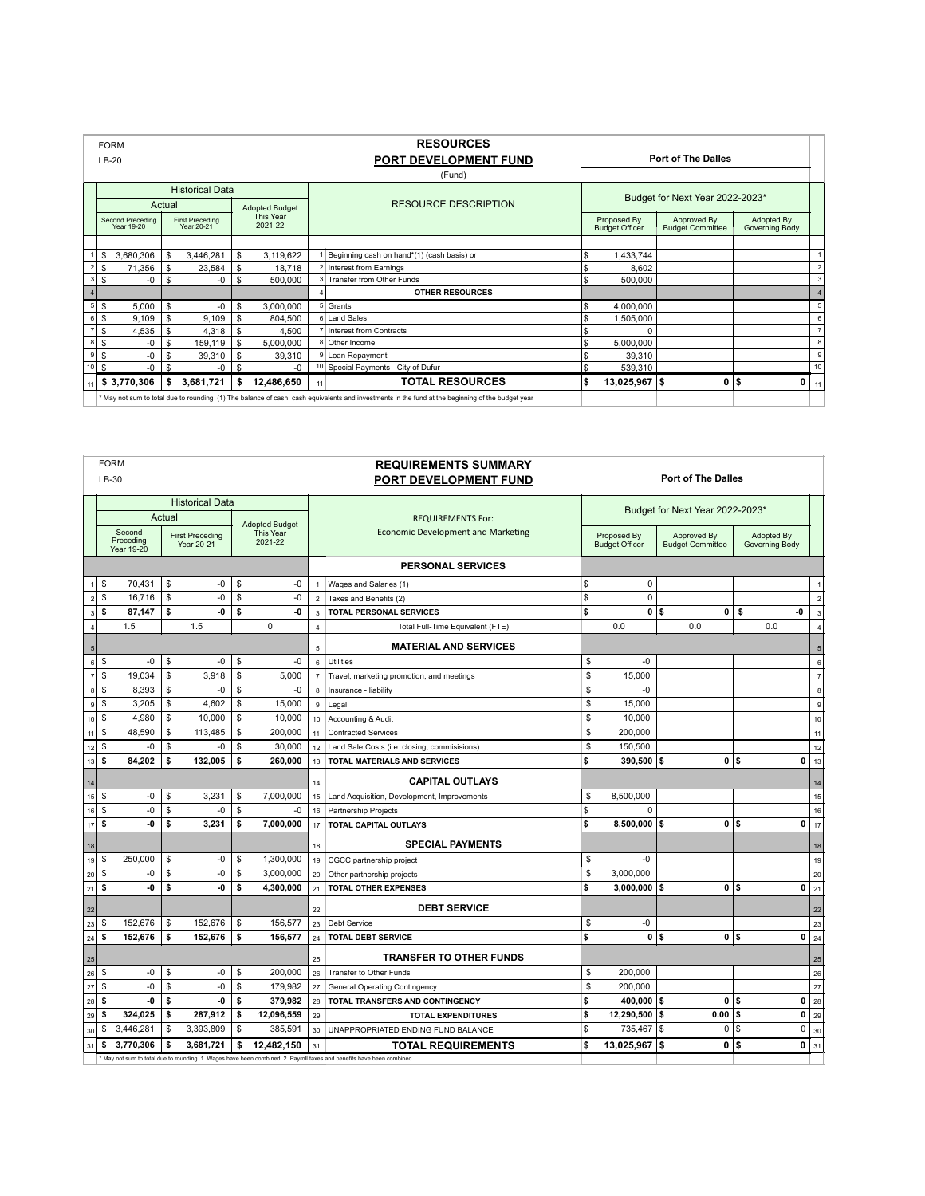FORM

LB-20

# RESOURCES

## PORT DEVELOPMENT FUND

(Fund)

**Port of The Dalles**

| | Historical Data | | | | | Budget for Next Year 2022-2023* | | | |
|---|---|---|---|---|---|---|---|---|---|
| | Actual | | Adopted Budget | | RESOURCE DESCRIPTION | | | | |
| | Second Preceding Year 19-20 | First Preceding Year 20-21 | This Year 2021-22 | | | Proposed By Budget Officer | Approved By Budget Committee | Adopted By Governing Body | |
| 1 | $ 3,680,306 | $ 3,446,281 | $ 3,119,622 | 1 | Beginning cash on hand*(1) (cash basis) or | $ 1,433,744 | | | 1 |
| 2 | $ 71,356 | $ 23,584 | $ 18,718 | 2 | Interest from Earnings | $ 8,602 | | | 2 |
| 3 | $ -0 | $ -0 | $ 500,000 | 3 | Transfer from Other Funds | $ 500,000 | | | 3 |
| 4 | | | | 4 | **OTHER RESOURCES** | | | | 4 |
| 5 | $ 5,000 | $ -0 | $ 3,000,000 | 5 | Grants | $ 4,000,000 | | | 5 |
| 6 | $ 9,109 | $ 9,109 | $ 804,500 | 6 | Land Sales | $ 1,505,000 | | | 6 |
| 7 | $ 4,535 | $ 4,318 | $ 4,500 | 7 | Interest from Contracts | $ 0 | | | 7 |
| 8 | $ -0 | $ 159,119 | $ 5,000,000 | 8 | Other Income | $ 5,000,000 | | | 8 |
| 9 | $ -0 | $ 39,310 | $ 39,310 | 9 | Loan Repayment | $ 39,310 | | | 9 |
| 10 | $ -0 | $ -0 | $ -0 | 10 | Special Payments - City of Dufur | $ 539,310 | | | 10 |
| 11 | **$ 3,770,306** | **$ 3,681,721** | **$ 12,486,650** | 11 | **TOTAL RESOURCES** | **$ 13,025,967** | **$ 0** | **$ 0** | 11 |

* May not sum to total due to rounding (1) The balance of cash, cash equivalents and investments in the fund at the beginning of the budget year

FORM

LB-30

# REQUIREMENTS SUMMARY

## PORT DEVELOPMENT FUND

**Port of The Dalles**

| | Historical Data | | | | | Budget for Next Year 2022-2023* | | | |
|---|---|---|---|---|---|---|---|---|---|
| | Actual | | Adopted Budget | | REQUIREMENTS For: Economic Development and Marketing | | | | |
| | Second Preceding Year 19-20 | First Preceding Year 20-21 | This Year 2021-22 | | | Proposed By Budget Officer | Approved By Budget Committee | Adopted By Governing Body | |
| | | | | | **PERSONAL SERVICES** | | | | |
| 1 | $ 70,431 | $ -0 | $ -0 | 1 | Wages and Salaries (1) | $ 0 | | | 1 |
| 2 | $ 16,716 | $ -0 | $ -0 | 2 | Taxes and Benefits (2) | $ 0 | | | 2 |
| 3 | **$ 87,147** | **$ -0** | **$ -0** | 3 | **TOTAL PERSONAL SERVICES** | **$ 0** | **$ 0** | **$ -0** | 3 |
| 4 | 1.5 | 1.5 | 0 | 4 | Total Full-Time Equivalent (FTE) | 0.0 | 0.0 | 0.0 | 4 |
| 5 | | | | 5 | **MATERIAL AND SERVICES** | | | | 5 |
| 6 | $ -0 | $ -0 | $ -0 | 6 | Utilities | $ -0 | | | 6 |
| 7 | $ 19,034 | $ 3,918 | $ 5,000 | 7 | Travel, marketing promotion, and meetings | $ 15,000 | | | 7 |
| 8 | $ 8,393 | $ -0 | $ -0 | 8 | Insurance - liability | $ -0 | | | 8 |
| 9 | $ 3,205 | $ 4,602 | $ 15,000 | 9 | Legal | $ 15,000 | | | 9 |
| 10 | $ 4,980 | $ 10,000 | $ 10,000 | 10 | Accounting & Audit | $ 10,000 | | | 10 |
| 11 | $ 48,590 | $ 113,485 | $ 200,000 | 11 | Contracted Services | $ 200,000 | | | 11 |
| 12 | $ -0 | $ -0 | $ 30,000 | 12 | Land Sale Costs (i.e. closing, commisisions) | $ 150,500 | | | 12 |
| 13 | **$ 84,202** | **$ 132,005** | **$ 260,000** | 13 | **TOTAL MATERIALS AND SERVICES** | **$ 390,500** | **$ 0** | **$ 0** | 13 |
| 14 | | | | 14 | **CAPITAL OUTLAYS** | | | | 14 |
| 15 | $ -0 | $ 3,231 | $ 7,000,000 | 15 | Land Acquisition, Development, Improvements | $ 8,500,000 | | | 15 |
| 16 | $ -0 | $ -0 | $ -0 | 16 | Partnership Projects | $ 0 | | | 16 |
| 17 | **$ -0** | **$ 3,231** | **$ 7,000,000** | 17 | **TOTAL CAPITAL OUTLAYS** | **$ 8,500,000** | **$ 0** | **$ 0** | 17 |
| 18 | | | | 18 | **SPECIAL PAYMENTS** | | | | 18 |
| 19 | $ 250,000 | $ -0 | $ 1,300,000 | 19 | CGCC partnership project | $ -0 | | | 19 |
| 20 | $ -0 | $ -0 | $ 3,000,000 | 20 | Other partnership projects | $ 3,000,000 | | | 20 |
| 21 | **$ -0** | **$ -0** | **$ 4,300,000** | 21 | **TOTAL OTHER EXPENSES** | **$ 3,000,000** | **$ 0** | **$ 0** | 21 |
| 22 | | | | 22 | **DEBT SERVICE** | | | | 22 |
| 23 | $ 152,676 | $ 152,676 | $ 156,577 | 23 | Debt Service | $ -0 | | | 23 |
| 24 | **$ 152,676** | **$ 152,676** | **$ 156,577** | 24 | **TOTAL DEBT SERVICE** | **$ 0** | **$ 0** | **$ 0** | 24 |
| 25 | | | | 25 | **TRANSFER TO OTHER FUNDS** | | | | 25 |
| 26 | $ -0 | $ -0 | $ 200,000 | 26 | Transfer to Other Funds | $ 200,000 | | | 26 |
| 27 | $ -0 | $ -0 | $ 179,982 | 27 | General Operating Contingency | $ 200,000 | | | 27 |
| 28 | **$ -0** | **$ -0** | **$ 379,982** | 28 | **TOTAL TRANSFERS AND CONTINGENCY** | **$ 400,000** | **$ 0** | **$ 0** | 28 |
| 29 | **$ 324,025** | **$ 287,912** | **$ 12,096,559** | 29 | **TOTAL EXPENDITURES** | **$ 12,290,500** | **$ 0.00** | **$ 0** | 29 |
| 30 | $ 3,446,281 | $ 3,393,809 | $ 385,591 | 30 | UNAPPROPRIATED ENDING FUND BALANCE | $ 735,467 | $ 0 | $ 0 | 30 |
| 31 | **$ 3,770,306** | **$ 3,681,721** | **$ 12,482,150** | 31 | **TOTAL REQUIREMENTS** | **$ 13,025,967** | **$ 0** | **$ 0** | 31 |

* May not sum to total due to rounding 1. Wages have been combined; 2. Payroll taxes and benefits have been combined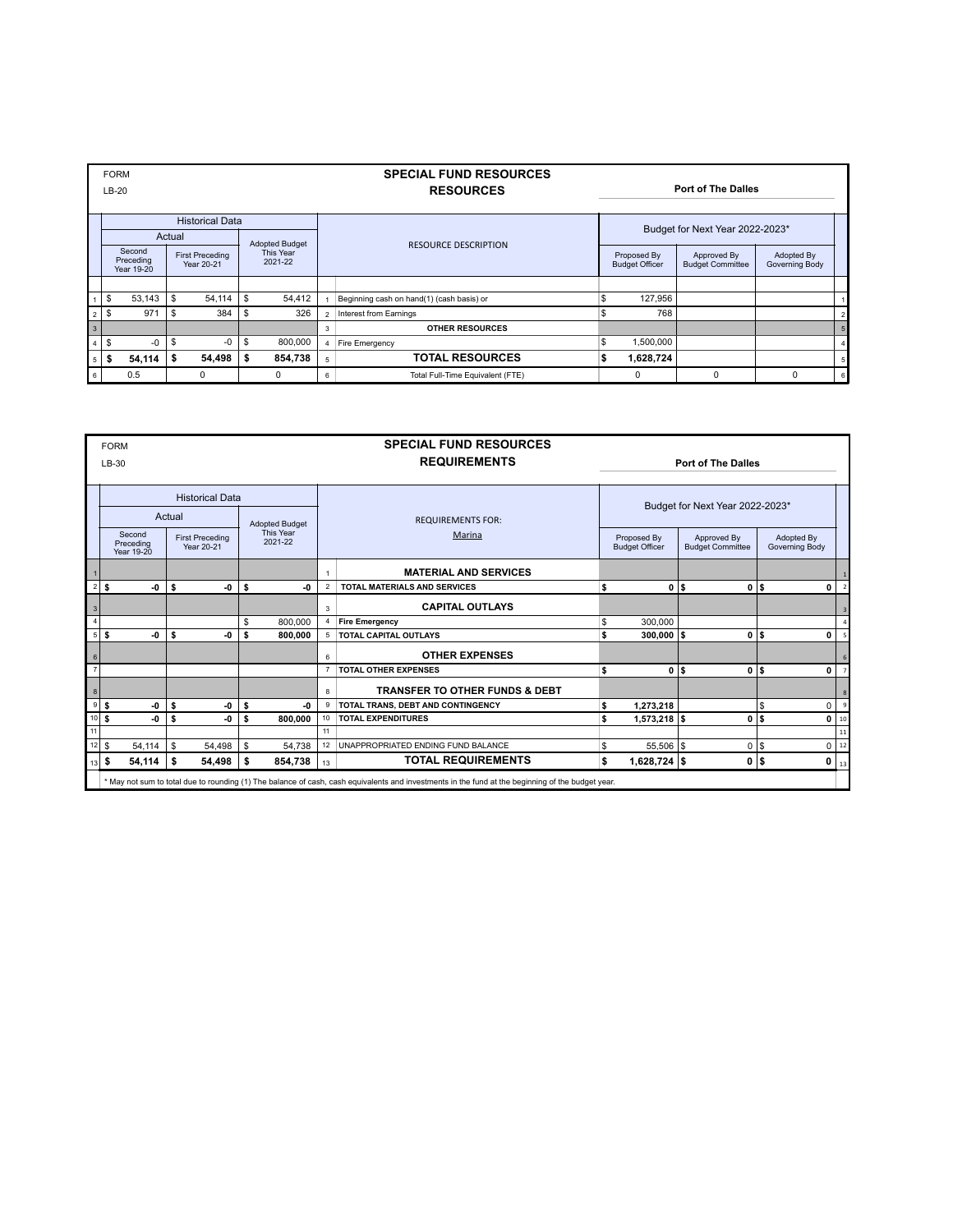FORM LB-20

## SPECIAL FUND RESOURCES
## RESOURCES

**Port of The Dalles**

| | Historical Data Actual: Second Preceding Year 19-20 | Historical Data Actual: First Preceding Year 20-21 | Adopted Budget This Year 2021-22 | | RESOURCE DESCRIPTION | Budget for Next Year 2022-2023*: Proposed By Budget Officer | Approved By Budget Committee | Adopted By Governing Body | |
|---|---|---|---|---|---|---|---|---|---|
| 1 | $ 53,143 | $ 54,114 | $ 54,412 | 1 | Beginning cash on hand(1) (cash basis) or | $ 127,956 | | | 1 |
| 2 | $ 971 | $ 384 | $ 326 | 2 | Interest from Earnings | $ 768 | | | 2 |
| 3 | | | | 3 | **OTHER RESOURCES** | | | | 3 |
| 4 | $ -0 | $ -0 | $ 800,000 | 4 | Fire Emergency | $ 1,500,000 | | | 4 |
| 5 | **$ 54,114** | **$ 54,498** | **$ 854,738** | 5 | **TOTAL RESOURCES** | **$ 1,628,724** | | | 5 |
| 6 | 0.5 | 0 | 0 | 6 | Total Full-Time Equivalent (FTE) | 0 | 0 | 0 | 6 |

FORM LB-30

## SPECIAL FUND RESOURCES
## REQUIREMENTS

**Port of The Dalles**

| | Historical Data Actual: Second Preceding Year 19-20 | Historical Data Actual: First Preceding Year 20-21 | Adopted Budget This Year 2021-22 | | REQUIREMENTS FOR: Marina | Budget for Next Year 2022-2023*: Proposed By Budget Officer | Approved By Budget Committee | Adopted By Governing Body | |
|---|---|---|---|---|---|---|---|---|---|
| 1 | | | | 1 | **MATERIAL AND SERVICES** | | | | 1 |
| 2 | **$ -0** | **$ -0** | **$ -0** | 2 | **TOTAL MATERIALS AND SERVICES** | **$ 0** | **$ 0** | **$ 0** | 2 |
| 3 | | | | 3 | **CAPITAL OUTLAYS** | | | | 3 |
| 4 | | | $ 800,000 | 4 | **Fire Emergency** | $ 300,000 | | | 4 |
| 5 | **$ -0** | **$ -0** | **$ 800,000** | 5 | **TOTAL CAPITAL OUTLAYS** | **$ 300,000** | **$ 0** | **$ 0** | 5 |
| 6 | | | | 6 | **OTHER EXPENSES** | | | | 6 |
| 7 | | | | 7 | **TOTAL OTHER EXPENSES** | **$ 0** | **$ 0** | **$ 0** | 7 |
| 8 | | | | 8 | **TRANSFER TO OTHER FUNDS & DEBT** | | | | 8 |
| 9 | **$ -0** | **$ -0** | **$ -0** | 9 | **TOTAL TRANS, DEBT AND CONTINGENCY** | **$ 1,273,218** | | $ 0 | 9 |
| 10 | **$ -0** | **$ -0** | **$ 800,000** | 10 | **TOTAL EXPENDITURES** | **$ 1,573,218** | **$ 0** | **$ 0** | 10 |
| 11 | | | | 11 | | | | | 11 |
| 12 | $ 54,114 | $ 54,498 | $ 54,738 | 12 | UNAPPROPRIATED ENDING FUND BALANCE | $ 55,506 | $ 0 | $ 0 | 12 |
| 13 | **$ 54,114** | **$ 54,498** | **$ 854,738** | 13 | **TOTAL REQUIREMENTS** | **$ 1,628,724** | **$ 0** | **$ 0** | 13 |

* May not sum to total due to rounding (1) The balance of cash, cash equivalents and investments in the fund at the beginning of the budget year.